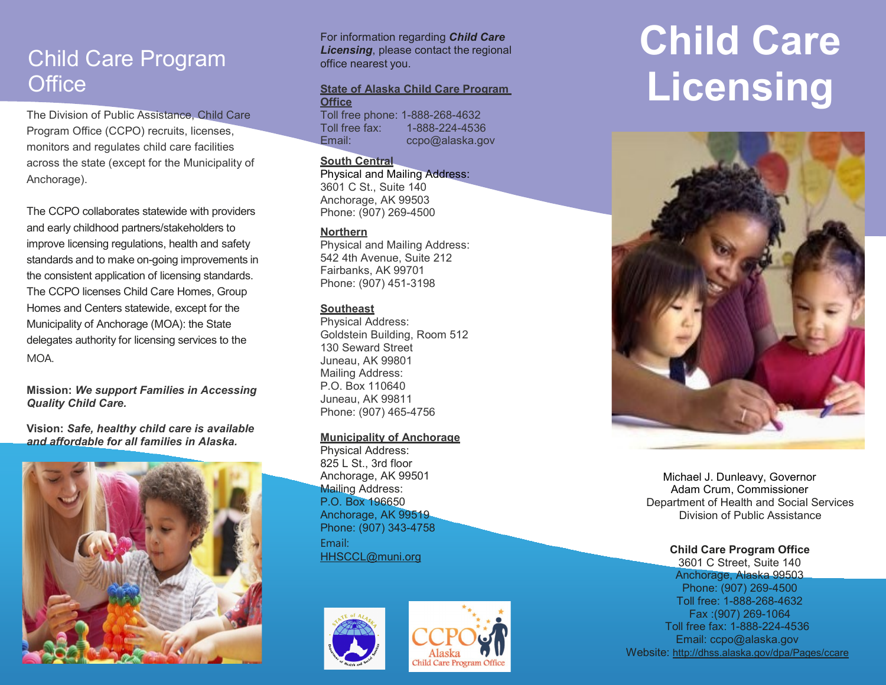# Child Care Program Office

The Division of Public Assistance, Child Care Program Office (CCPO) recruits, licenses, monitors and regulates child care facilities across the state (except for the Municipality of Anchorage).

The CCPO collaborates statewide with providers and early childhood partners/stakeholders to improve licensing regulations, health and safety standards and to make on-going improvements in the consistent application of licensing standards. The CCPO licenses Child Care Homes, Group Homes and Centers statewide, except for the Municipality of Anchorage (MOA): the State delegates authority for licensing services to the MOA.

**Mission:** ***We support Families in Accessing Quality Child Care.***

**Vision:** ***Safe, healthy child care is available and affordable for all families in Alaska.***

For information regarding ***Child Care Licensing***, please contact the regional office nearest you.

**State of Alaska Child Care Program Office**
Toll free phone: 1-888-268-4632
Toll free fax: 1-888-224-4536
Email: ccpo@alaska.gov

**South Central**
Physical and Mailing Address:
3601 C St., Suite 140
Anchorage, AK 99503
Phone: (907) 269-4500

**Northern**
Physical and Mailing Address:
542 4th Avenue, Suite 212
Fairbanks, AK 99701
Phone: (907) 451-3198

**Southeast**
Physical Address:
Goldstein Building, Room 512
130 Seward Street
Juneau, AK 99801
Mailing Address:
P.O. Box 110640
Juneau, AK 99811
Phone: (907) 465-4756

**Municipality of Anchorage**
Physical Address:
825 L St., 3rd floor
Anchorage, AK 99501
Mailing Address:
P.O. Box 196650
Anchorage, AK 99519
Phone: (907) 343-4758
Email:
HHSCCL@muni.org

CCPO Alaska Child Care Program Office

# Child Care Licensing

Michael J. Dunleavy, Governor
Adam Crum, Commissioner
Department of Health and Social Services
Division of Public Assistance

**Child Care Program Office**
3601 C Street, Suite 140
Anchorage, Alaska 99503
Phone: (907) 269-4500
Toll free: 1-888-268-4632
Fax :(907) 269-1064
Toll free fax: 1-888-224-4536
Email: ccpo@alaska.gov
Website: http://dhss.alaska.gov/dpa/Pages/ccare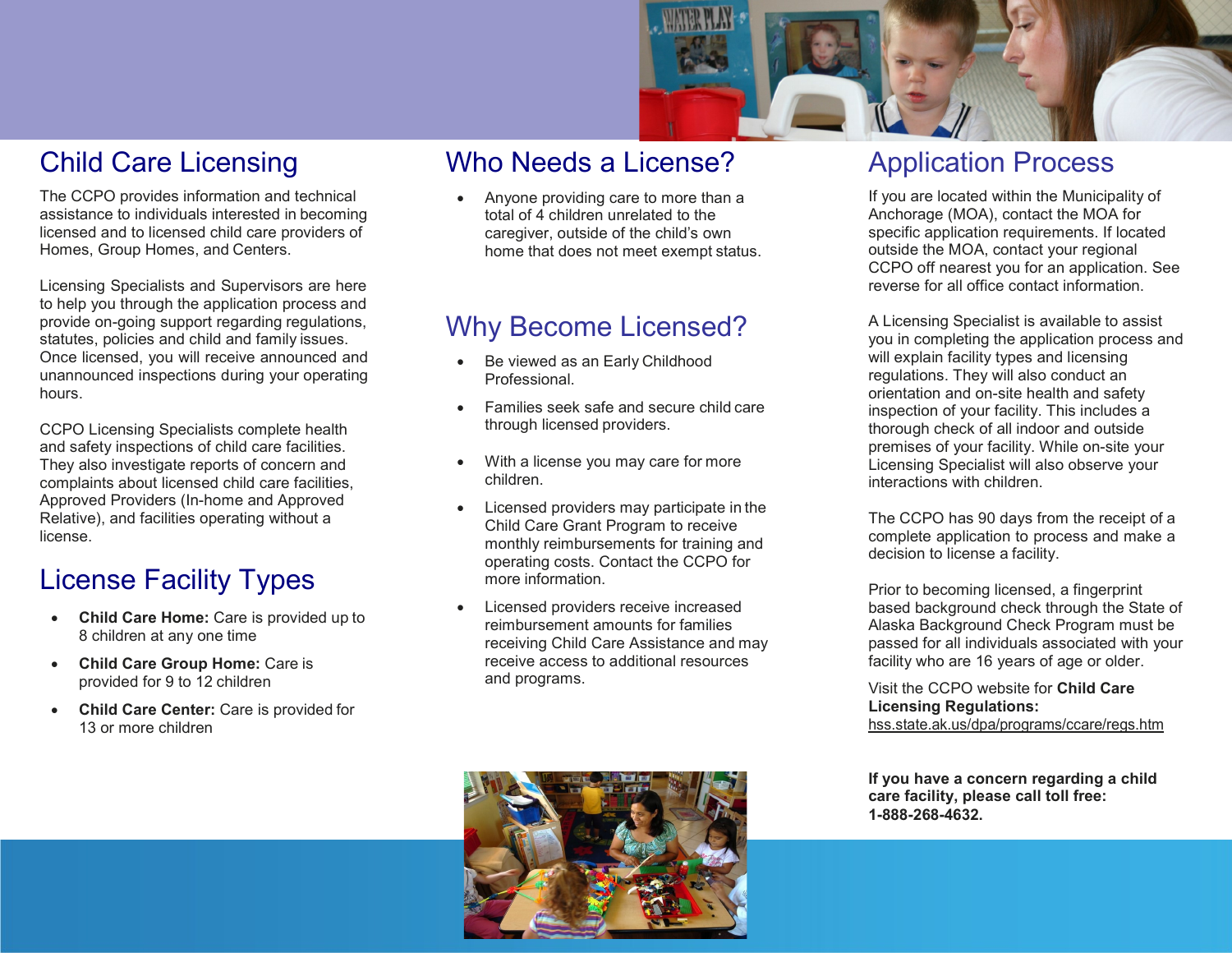## Child Care Licensing

The CCPO provides information and technical assistance to individuals interested in becoming licensed and to licensed child care providers of Homes, Group Homes, and Centers.

Licensing Specialists and Supervisors are here to help you through the application process and provide on-going support regarding regulations, statutes, policies and child and family issues. Once licensed, you will receive announced and unannounced inspections during your operating hours.

CCPO Licensing Specialists complete health and safety inspections of child care facilities. They also investigate reports of concern and complaints about licensed child care facilities, Approved Providers (In-home and Approved Relative), and facilities operating without a license.

## License Facility Types

- **Child Care Home:** Care is provided up to 8 children at any one time
- **Child Care Group Home:** Care is provided for 9 to 12 children
- **Child Care Center:** Care is provided for 13 or more children

## Who Needs a License?

- Anyone providing care to more than a total of 4 children unrelated to the caregiver, outside of the child's own home that does not meet exempt status.

## Why Become Licensed?

- Be viewed as an Early Childhood Professional.
- Families seek safe and secure child care through licensed providers.
- With a license you may care for more children.
- Licensed providers may participate in the Child Care Grant Program to receive monthly reimbursements for training and operating costs. Contact the CCPO for more information.
- Licensed providers receive increased reimbursement amounts for families receiving Child Care Assistance and may receive access to additional resources and programs.

## Application Process

If you are located within the Municipality of Anchorage (MOA), contact the MOA for specific application requirements. If located outside the MOA, contact your regional CCPO off nearest you for an application. See reverse for all office contact information.

A Licensing Specialist is available to assist you in completing the application process and will explain facility types and licensing regulations. They will also conduct an orientation and on-site health and safety inspection of your facility. This includes a thorough check of all indoor and outside premises of your facility. While on-site your Licensing Specialist will also observe your interactions with children.

The CCPO has 90 days from the receipt of a complete application to process and make a decision to license a facility.

Prior to becoming licensed, a fingerprint based background check through the State of Alaska Background Check Program must be passed for all individuals associated with your facility who are 16 years of age or older.

Visit the CCPO website for **Child Care Licensing Regulations:**
hss.state.ak.us/dpa/programs/ccare/regs.htm

**If you have a concern regarding a child care facility, please call toll free: 1-888-268-4632.**